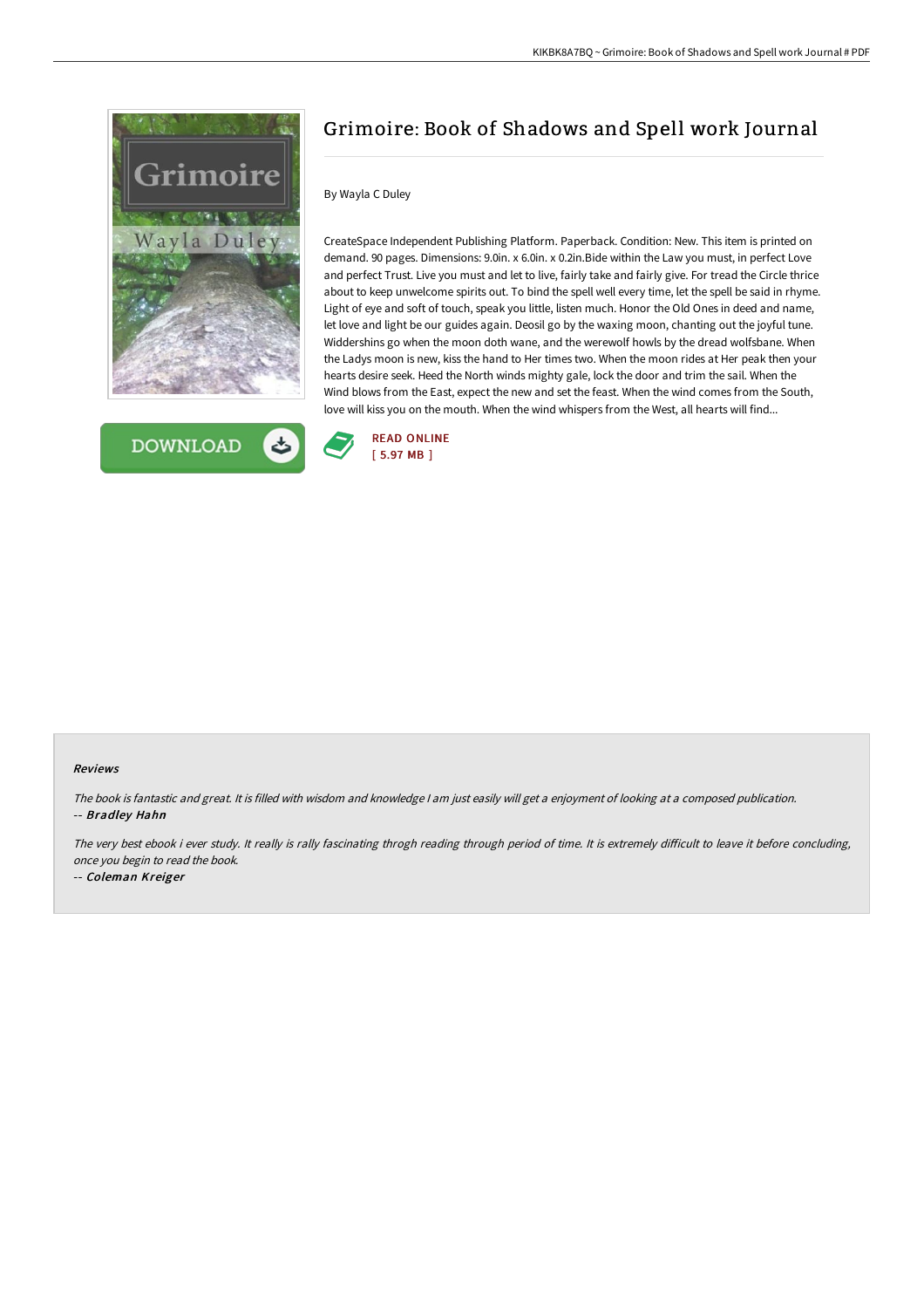# Grimoire: Book of Shadows and Spell work Journal

By Wayla C Duley

CreateSpace Independent Publishing Platform. Paperback. Condition: New. This item is printed on demand. 90 pages. Dimensions: 9.0in. x 6.0in. x 0.2in.Bide within the Law you must, in perfect Love and perfect Trust. Live you must and let to live, fairly take and fairly give. For tread the Circle thrice about to keep unwelcome spirits out. To bind the spell well every time, let the spell be said in rhyme. Light of eye and soft of touch, speak you little, listen much. Honor the Old Ones in deed and name, let love and light be our guides again. Deosil go by the waxing moon, chanting out the joyful tune. Widdershins go when the moon doth wane, and the werewolf howls by the dread wolfsbane. When the Ladys moon is new, kiss the hand to Her times two. When the moon rides at Her peak then your hearts desire seek. Heed the North winds mighty gale, lock the door and trim the sail. When the Wind blows from the East, expect the new and set the feast. When the wind comes from the South, love will kiss you on the mouth. When the wind whispers from the West, all hearts will find...

DOWNLOAD

READ ONLINE
[ 5.97 MB ]

#### Reviews

*The book is fantastic and great. It is filled with wisdom and knowledge I am just easily will get a enjoyment of looking at a composed publication.*
*-- **Bradley Hahn***

*The very best ebook i ever study. It really is rally fascinating throgh reading through period of time. It is extremely difficult to leave it before concluding, once you begin to read the book.*
*-- **Coleman Kreiger***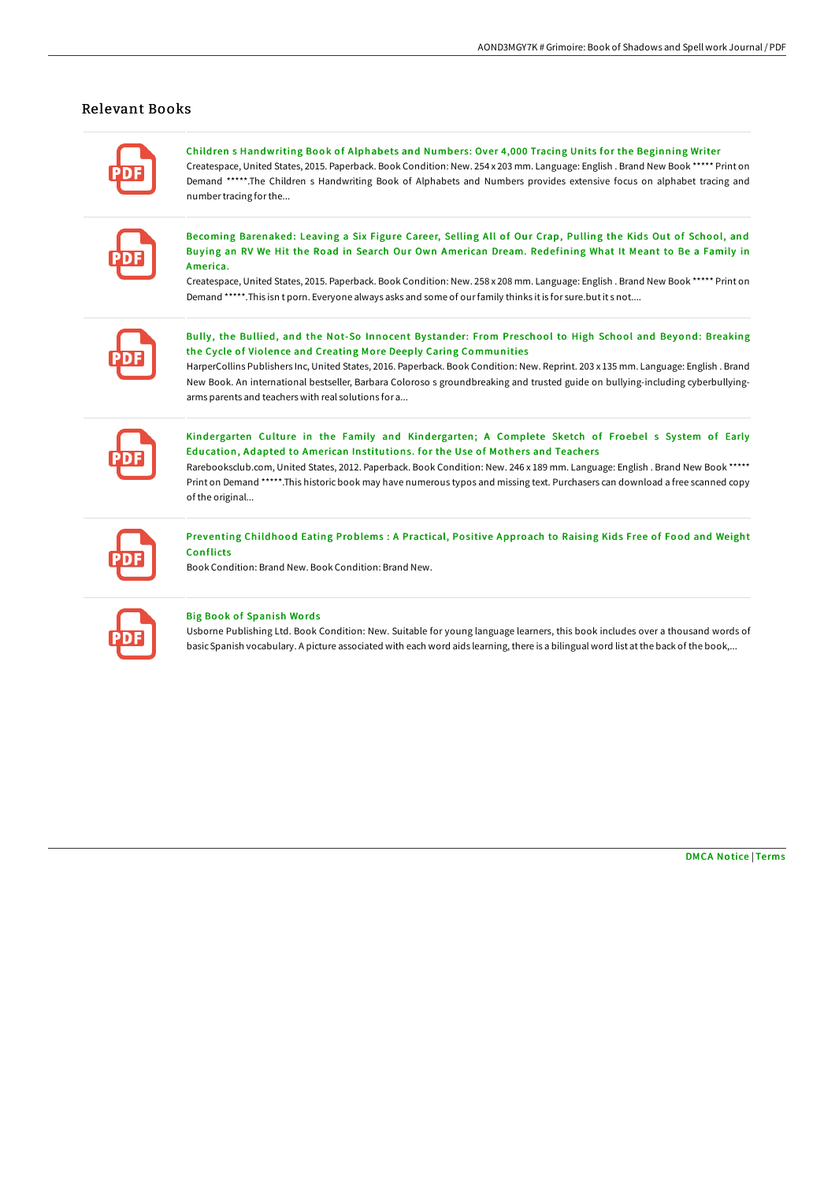## Relevant Books

**Children s Handwriting Book of Alphabets and Numbers: Over 4,000 Tracing Units for the Beginning Writer**
Createspace, United States, 2015. Paperback. Book Condition: New. 254 x 203 mm. Language: English . Brand New Book ***** Print on Demand *****.The Children s Handwriting Book of Alphabets and Numbers provides extensive focus on alphabet tracing and number tracing for the...

**Becoming Barenaked: Leaving a Six Figure Career, Selling All of Our Crap, Pulling the Kids Out of School, and Buying an RV We Hit the Road in Search Our Own American Dream. Redefining What It Meant to Be a Family in America.**
Createspace, United States, 2015. Paperback. Book Condition: New. 258 x 208 mm. Language: English . Brand New Book ***** Print on Demand *****.This isn t porn. Everyone always asks and some of our family thinks it is for sure.but it s not....

**Bully, the Bullied, and the Not-So Innocent Bystander: From Preschool to High School and Beyond: Breaking the Cycle of Violence and Creating More Deeply Caring Communities**
HarperCollins Publishers Inc, United States, 2016. Paperback. Book Condition: New. Reprint. 203 x 135 mm. Language: English . Brand New Book. An international bestseller, Barbara Coloroso s groundbreaking and trusted guide on bullying-including cyberbullying-arms parents and teachers with real solutions for a...

**Kindergarten Culture in the Family and Kindergarten; A Complete Sketch of Froebel s System of Early Education, Adapted to American Institutions. for the Use of Mothers and Teachers**
Rarebooksclub.com, United States, 2012. Paperback. Book Condition: New. 246 x 189 mm. Language: English . Brand New Book ***** Print on Demand *****.This historic book may have numerous typos and missing text. Purchasers can download a free scanned copy of the original...

**Preventing Childhood Eating Problems : A Practical, Positive Approach to Raising Kids Free of Food and Weight Conflicts**
Book Condition: Brand New. Book Condition: Brand New.

**Big Book of Spanish Words**
Usborne Publishing Ltd. Book Condition: New. Suitable for young language learners, this book includes over a thousand words of basic Spanish vocabulary. A picture associated with each word aids learning, there is a bilingual word list at the back of the book,...